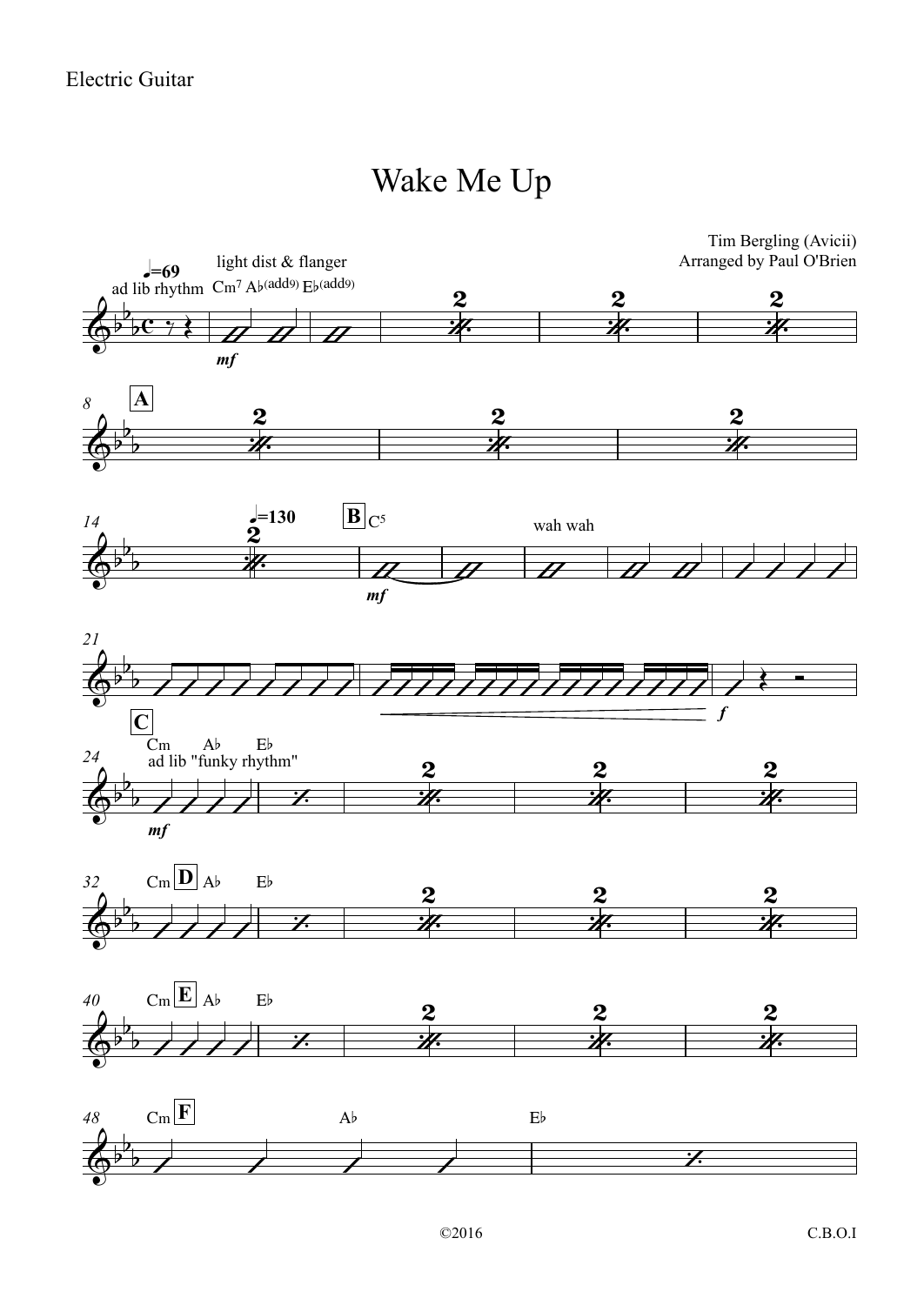Electric Guitar

# Wake Me Up

Tim Bergling (Avicii)
Arranged by Paul O'Brien

♩=69 ad lib rhythm — light dist & flanger — Cm7 A♭(add9) E♭(add9) — *mf*

**A** (8)

14 — ♩=130 — **B** C5 — *mf* — wah wah

21 — *f*

**C** 24 — Cm A♭ E♭ — ad lib "funky rhythm" — *mf*

32 — Cm **D** A♭ E♭

40 — Cm **E** A♭ E♭

48 — Cm **F** A♭ E♭

©2016